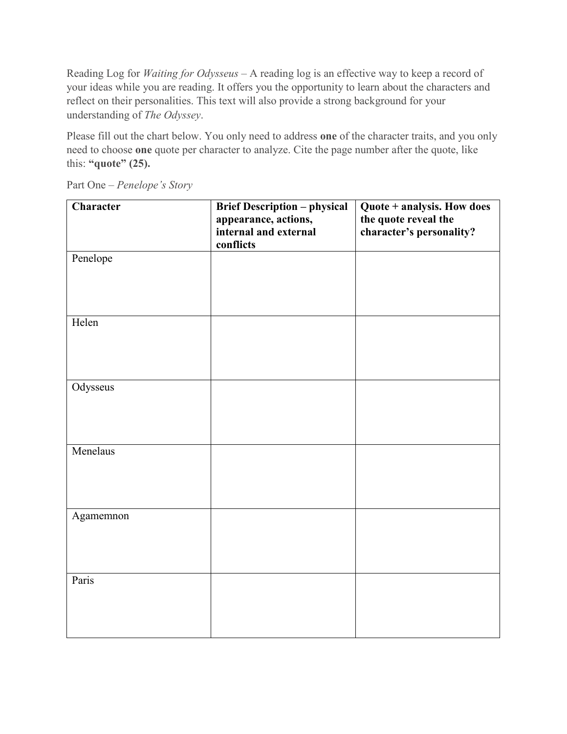Reading Log for *Waiting for Odysseus* – A reading log is an effective way to keep a record of your ideas while you are reading. It offers you the opportunity to learn about the characters and reflect on their personalities. This text will also provide a strong background for your understanding of *The Odyssey*.

Please fill out the chart below. You only need to address **one** of the character traits, and you only need to choose **one** quote per character to analyze. Cite the page number after the quote, like this: **"quote" (25).**

Part One – *Penelope's Story*

| **Character** | **Brief Description – physical appearance, actions, internal and external conflicts** | **Quote + analysis. How does the quote reveal the character's personality?** |
|---|---|---|
| Penelope | | |
| Helen | | |
| Odysseus | | |
| Menelaus | | |
| Agamemnon | | |
| Paris | | |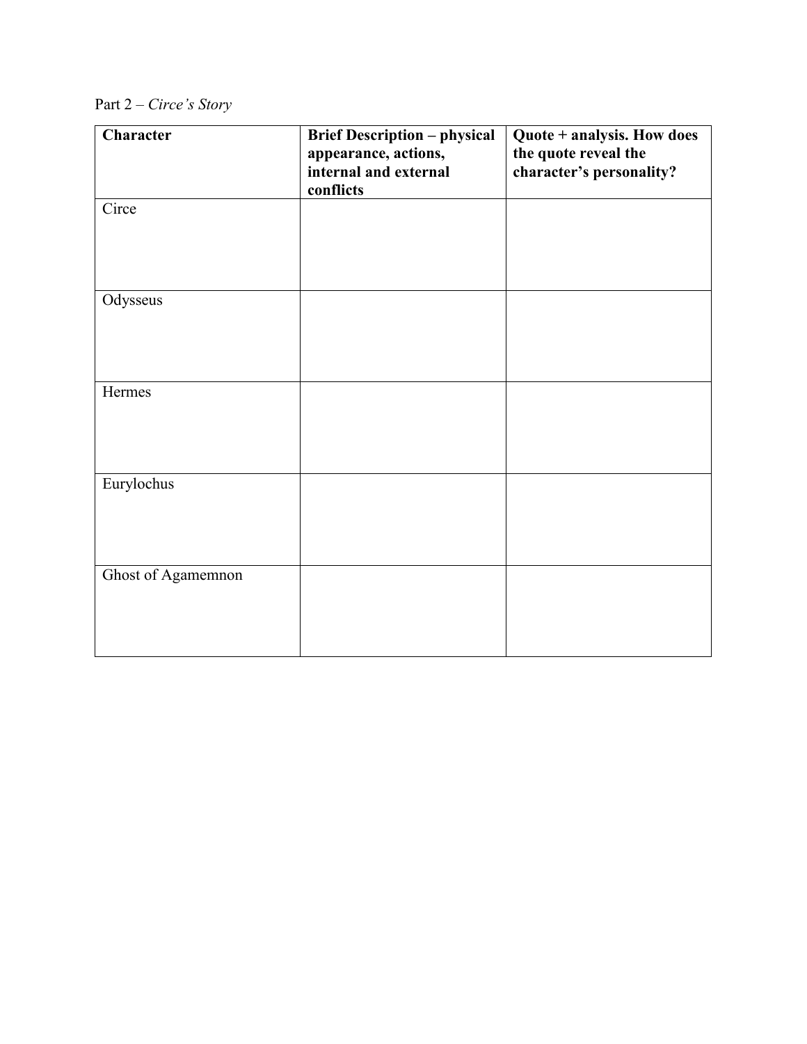Part 2 – *Circe's Story*

| **Character** | **Brief Description – physical appearance, actions, internal and external conflicts** | **Quote + analysis. How does the quote reveal the character's personality?** |
| --- | --- | --- |
| Circe | | |
| Odysseus | | |
| Hermes | | |
| Eurylochus | | |
| Ghost of Agamemnon | | |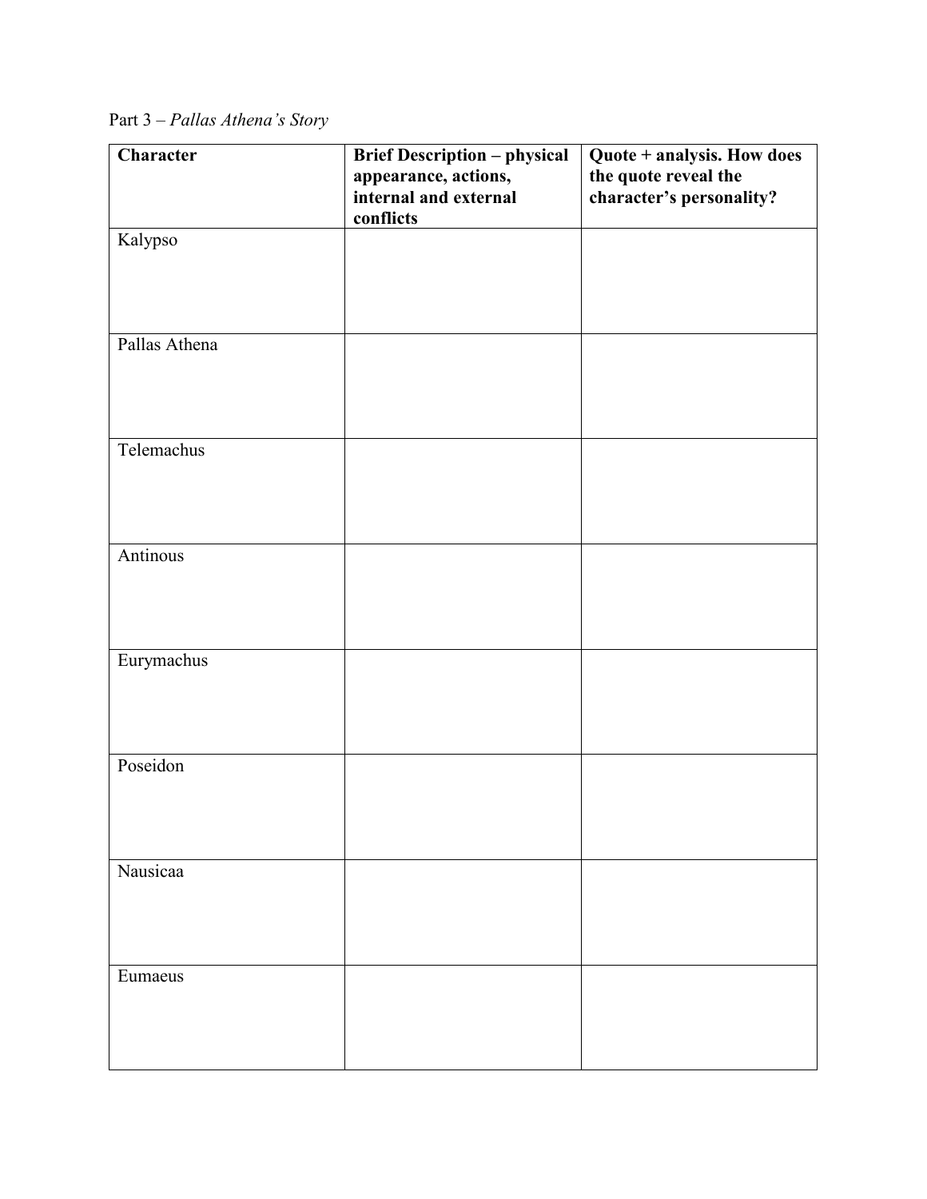Part 3 – *Pallas Athena's Story*

| **Character** | **Brief Description – physical appearance, actions, internal and external conflicts** | **Quote + analysis. How does the quote reveal the character's personality?** |
|---|---|---|
| Kalypso | | |
| Pallas Athena | | |
| Telemachus | | |
| Antinous | | |
| Eurymachus | | |
| Poseidon | | |
| Nausicaa | | |
| Eumaeus | | |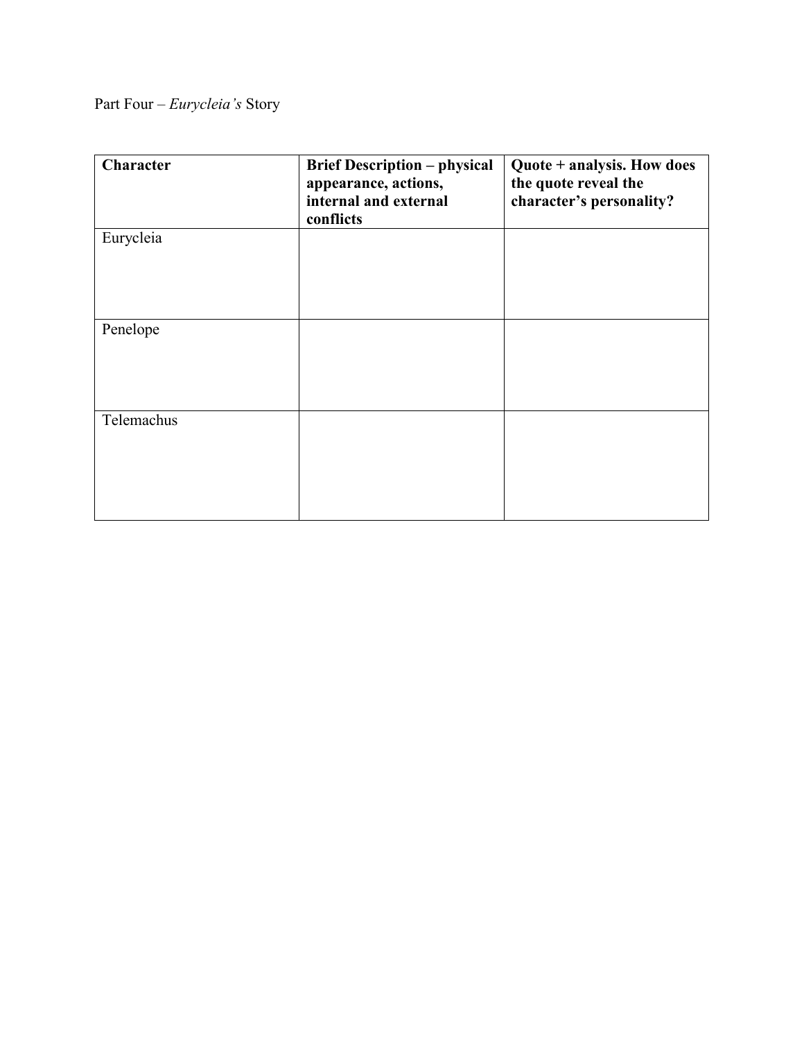Part Four – *Eurycleia's* Story

| Character | Brief Description – physical appearance, actions, internal and external conflicts | Quote + analysis. How does the quote reveal the character's personality? |
| --- | --- | --- |
| Eurycleia | | |
| Penelope | | |
| Telemachus | | |